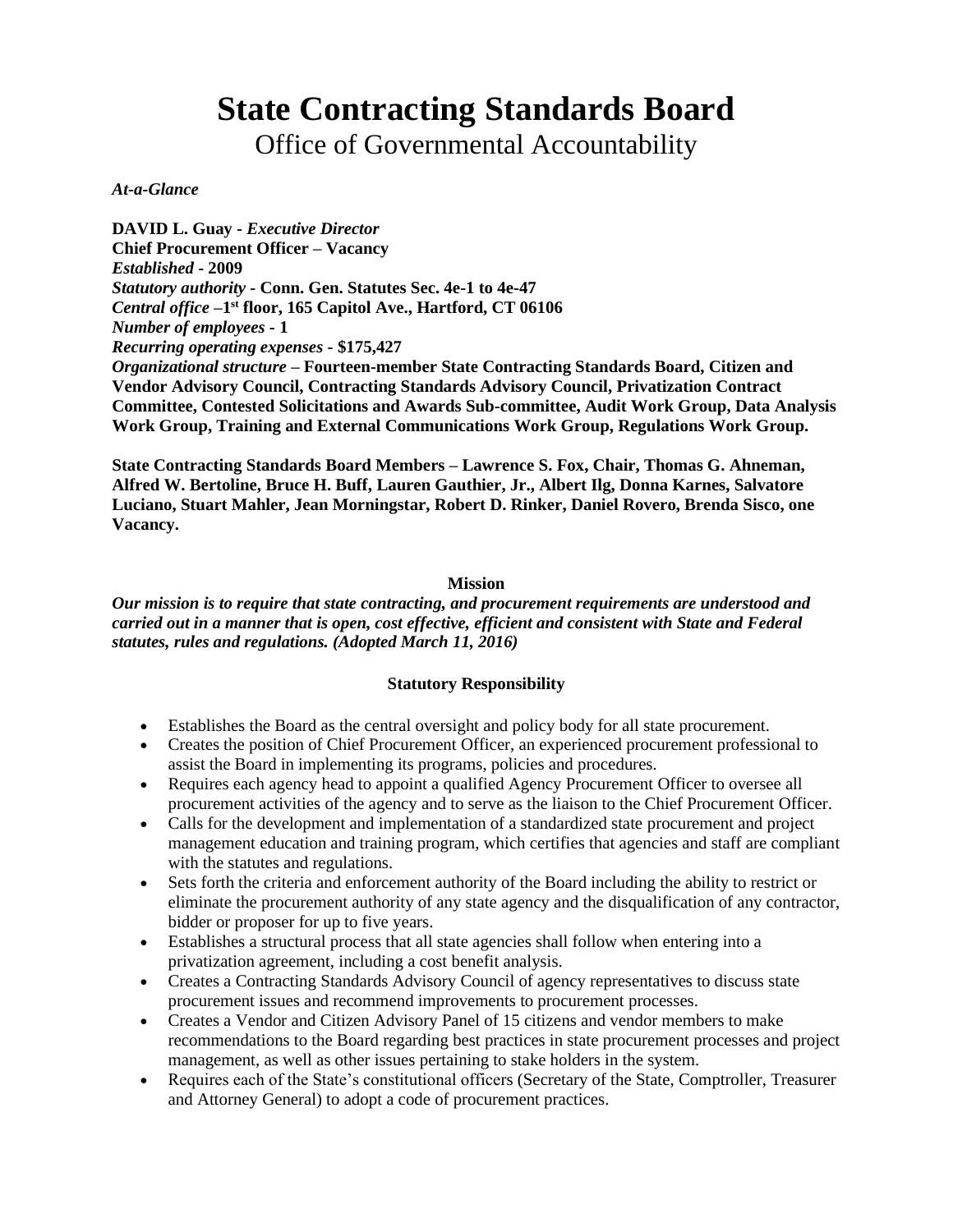# State Contracting Standards Board

## Office of Governmental Accountability

***At-a-Glance***

**DAVID L. Guay -** ***Executive Director***
**Chief Procurement Officer – Vacancy**
***Established*** **- 2009**
***Statutory authority*** **- Conn. Gen. Statutes Sec. 4e-1 to 4e-47**
***Central office*** **–1st floor, 165 Capitol Ave., Hartford, CT 06106**
***Number of employees*** **- 1**
***Recurring operating expenses*** **- $175,427**
***Organizational structure*** **– Fourteen-member State Contracting Standards Board, Citizen and Vendor Advisory Council, Contracting Standards Advisory Council, Privatization Contract Committee, Contested Solicitations and Awards Sub-committee, Audit Work Group, Data Analysis Work Group, Training and External Communications Work Group, Regulations Work Group.**

**State Contracting Standards Board Members – Lawrence S. Fox, Chair, Thomas G. Ahneman, Alfred W. Bertoline, Bruce H. Buff, Lauren Gauthier, Jr., Albert Ilg, Donna Karnes, Salvatore Luciano, Stuart Mahler, Jean Morningstar, Robert D. Rinker, Daniel Rovero, Brenda Sisco, one Vacancy.**

### Mission

***Our mission is to require that state contracting, and procurement requirements are understood and carried out in a manner that is open, cost effective, efficient and consistent with State and Federal statutes, rules and regulations. (Adopted March 11, 2016)***

### Statutory Responsibility

- Establishes the Board as the central oversight and policy body for all state procurement.
- Creates the position of Chief Procurement Officer, an experienced procurement professional to assist the Board in implementing its programs, policies and procedures.
- Requires each agency head to appoint a qualified Agency Procurement Officer to oversee all procurement activities of the agency and to serve as the liaison to the Chief Procurement Officer.
- Calls for the development and implementation of a standardized state procurement and project management education and training program, which certifies that agencies and staff are compliant with the statutes and regulations.
- Sets forth the criteria and enforcement authority of the Board including the ability to restrict or eliminate the procurement authority of any state agency and the disqualification of any contractor, bidder or proposer for up to five years.
- Establishes a structural process that all state agencies shall follow when entering into a privatization agreement, including a cost benefit analysis.
- Creates a Contracting Standards Advisory Council of agency representatives to discuss state procurement issues and recommend improvements to procurement processes.
- Creates a Vendor and Citizen Advisory Panel of 15 citizens and vendor members to make recommendations to the Board regarding best practices in state procurement processes and project management, as well as other issues pertaining to stake holders in the system.
- Requires each of the State's constitutional officers (Secretary of the State, Comptroller, Treasurer and Attorney General) to adopt a code of procurement practices.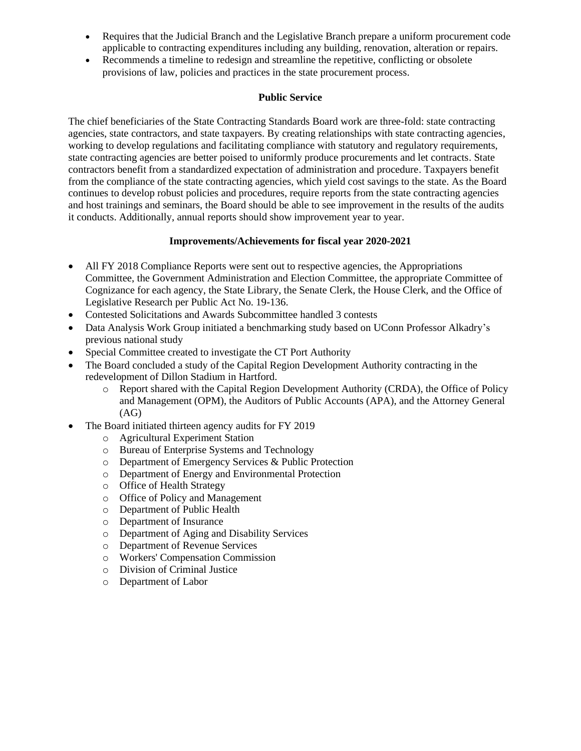- Requires that the Judicial Branch and the Legislative Branch prepare a uniform procurement code applicable to contracting expenditures including any building, renovation, alteration or repairs.
- Recommends a timeline to redesign and streamline the repetitive, conflicting or obsolete provisions of law, policies and practices in the state procurement process.

**Public Service**

The chief beneficiaries of the State Contracting Standards Board work are three-fold: state contracting agencies, state contractors, and state taxpayers. By creating relationships with state contracting agencies, working to develop regulations and facilitating compliance with statutory and regulatory requirements, state contracting agencies are better poised to uniformly produce procurements and let contracts. State contractors benefit from a standardized expectation of administration and procedure. Taxpayers benefit from the compliance of the state contracting agencies, which yield cost savings to the state. As the Board continues to develop robust policies and procedures, require reports from the state contracting agencies and host trainings and seminars, the Board should be able to see improvement in the results of the audits it conducts. Additionally, annual reports should show improvement year to year.

**Improvements/Achievements for fiscal year 2020-2021**

- All FY 2018 Compliance Reports were sent out to respective agencies, the Appropriations Committee, the Government Administration and Election Committee, the appropriate Committee of Cognizance for each agency, the State Library, the Senate Clerk, the House Clerk, and the Office of Legislative Research per Public Act No. 19-136.
- Contested Solicitations and Awards Subcommittee handled 3 contests
- Data Analysis Work Group initiated a benchmarking study based on UConn Professor Alkadry's previous national study
- Special Committee created to investigate the CT Port Authority
- The Board concluded a study of the Capital Region Development Authority contracting in the redevelopment of Dillon Stadium in Hartford.
  - Report shared with the Capital Region Development Authority (CRDA), the Office of Policy and Management (OPM), the Auditors of Public Accounts (APA), and the Attorney General (AG)
- The Board initiated thirteen agency audits for FY 2019
  - Agricultural Experiment Station
  - Bureau of Enterprise Systems and Technology
  - Department of Emergency Services & Public Protection
  - Department of Energy and Environmental Protection
  - Office of Health Strategy
  - Office of Policy and Management
  - Department of Public Health
  - Department of Insurance
  - Department of Aging and Disability Services
  - Department of Revenue Services
  - Workers' Compensation Commission
  - Division of Criminal Justice
  - Department of Labor